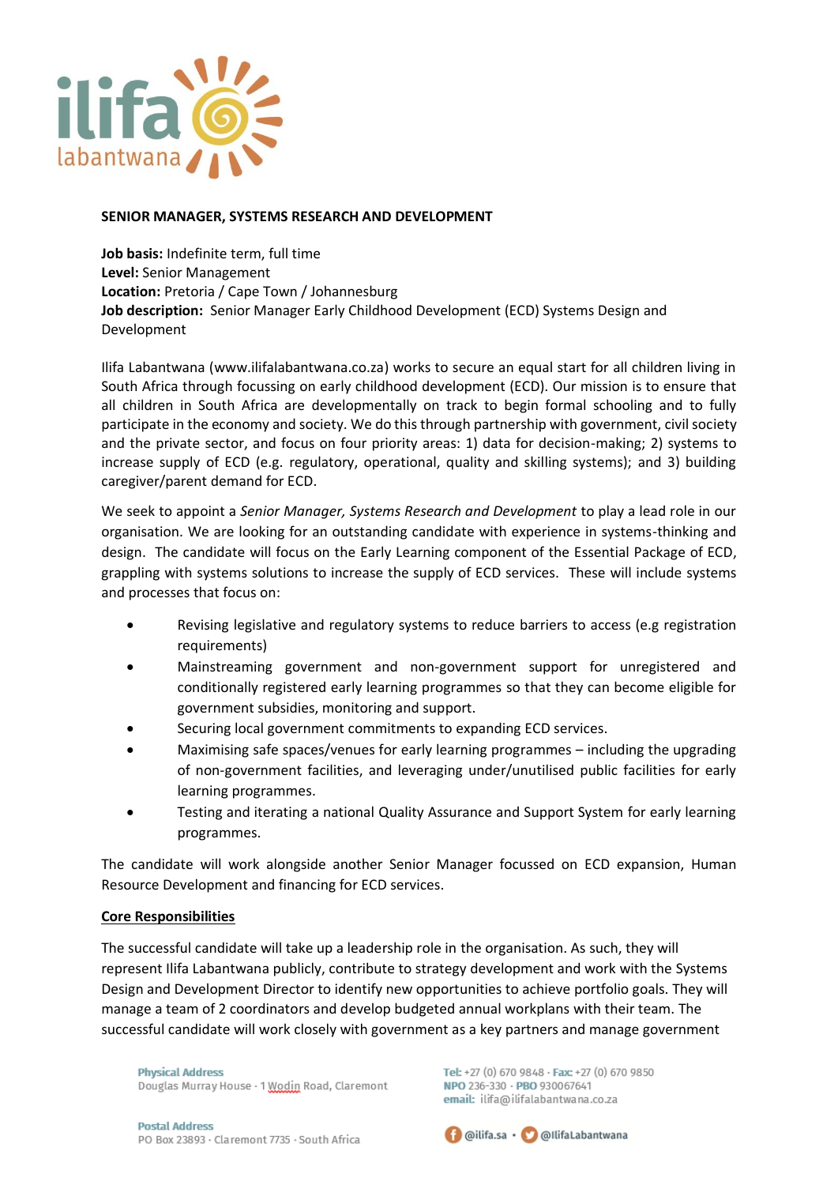**SENIOR MANAGER, SYSTEMS RESEARCH AND DEVELOPMENT**

**Job basis:** Indefinite term, full time
**Level:** Senior Management
**Location:** Pretoria / Cape Town / Johannesburg
**Job description:** Senior Manager Early Childhood Development (ECD) Systems Design and Development

Ilifa Labantwana (www.ilifalabantwana.co.za) works to secure an equal start for all children living in South Africa through focussing on early childhood development (ECD). Our mission is to ensure that all children in South Africa are developmentally on track to begin formal schooling and to fully participate in the economy and society. We do this through partnership with government, civil society and the private sector, and focus on four priority areas: 1) data for decision-making; 2) systems to increase supply of ECD (e.g. regulatory, operational, quality and skilling systems); and 3) building caregiver/parent demand for ECD.

We seek to appoint a *Senior Manager, Systems Research and Development* to play a lead role in our organisation. We are looking for an outstanding candidate with experience in systems-thinking and design. The candidate will focus on the Early Learning component of the Essential Package of ECD, grappling with systems solutions to increase the supply of ECD services. These will include systems and processes that focus on:

- Revising legislative and regulatory systems to reduce barriers to access (e.g registration requirements)
- Mainstreaming government and non-government support for unregistered and conditionally registered early learning programmes so that they can become eligible for government subsidies, monitoring and support.
- Securing local government commitments to expanding ECD services.
- Maximising safe spaces/venues for early learning programmes – including the upgrading of non-government facilities, and leveraging under/unutilised public facilities for early learning programmes.
- Testing and iterating a national Quality Assurance and Support System for early learning programmes.

The candidate will work alongside another Senior Manager focussed on ECD expansion, Human Resource Development and financing for ECD services.

**Core Responsibilities**

The successful candidate will take up a leadership role in the organisation. As such, they will represent Ilifa Labantwana publicly, contribute to strategy development and work with the Systems Design and Development Director to identify new opportunities to achieve portfolio goals. They will manage a team of 2 coordinators and develop budgeted annual workplans with their team. The successful candidate will work closely with government as a key partners and manage government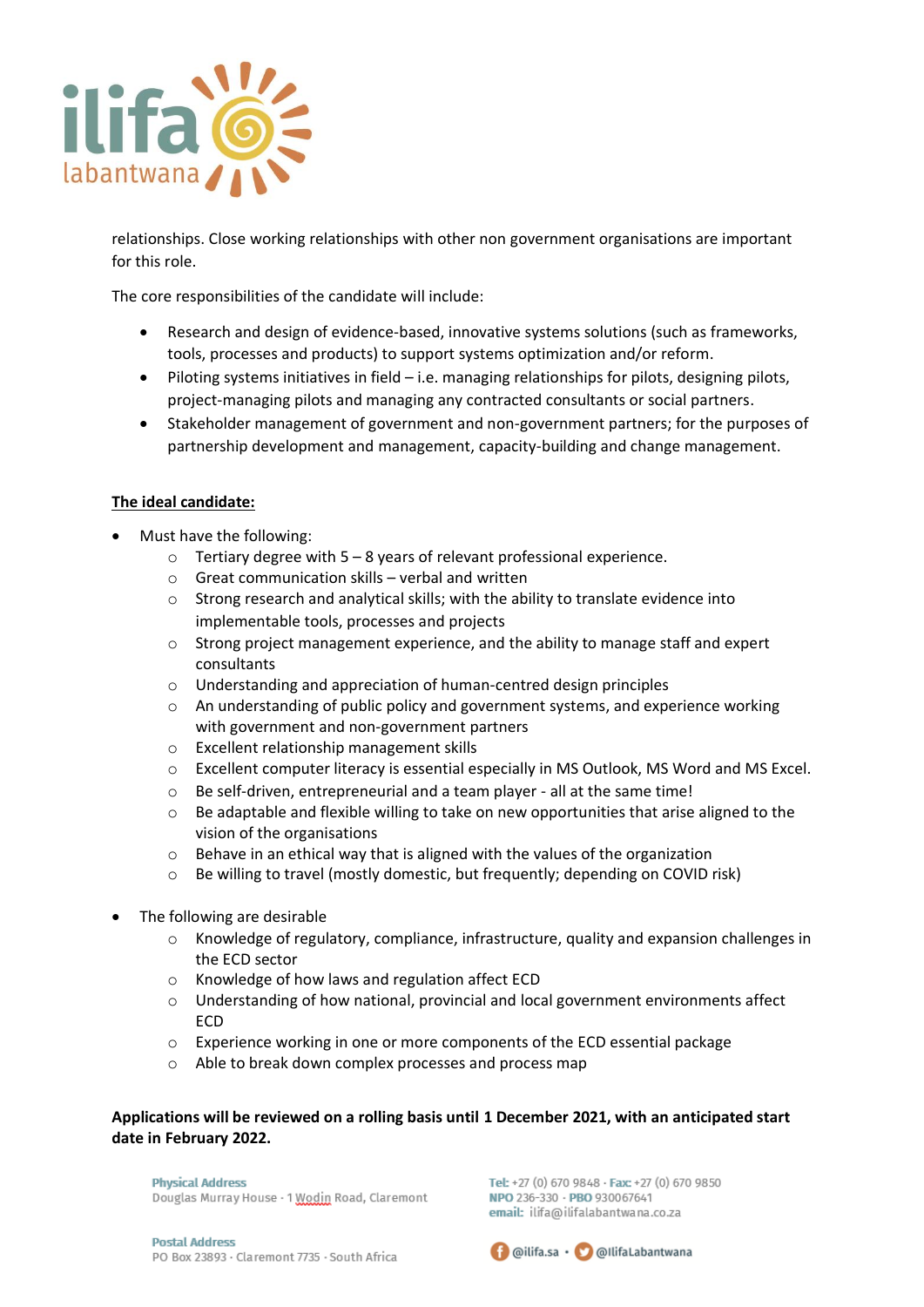relationships. Close working relationships with other non government organisations are important for this role.

The core responsibilities of the candidate will include:

- Research and design of evidence-based, innovative systems solutions (such as frameworks, tools, processes and products) to support systems optimization and/or reform.
- Piloting systems initiatives in field – i.e. managing relationships for pilots, designing pilots, project-managing pilots and managing any contracted consultants or social partners.
- Stakeholder management of government and non-government partners; for the purposes of partnership development and management, capacity-building and change management.

**The ideal candidate:**

- Must have the following:
  - Tertiary degree with 5 – 8 years of relevant professional experience.
  - Great communication skills – verbal and written
  - Strong research and analytical skills; with the ability to translate evidence into implementable tools, processes and projects
  - Strong project management experience, and the ability to manage staff and expert consultants
  - Understanding and appreciation of human-centred design principles
  - An understanding of public policy and government systems, and experience working with government and non-government partners
  - Excellent relationship management skills
  - Excellent computer literacy is essential especially in MS Outlook, MS Word and MS Excel.
  - Be self-driven, entrepreneurial and a team player - all at the same time!
  - Be adaptable and flexible willing to take on new opportunities that arise aligned to the vision of the organisations
  - Behave in an ethical way that is aligned with the values of the organization
  - Be willing to travel (mostly domestic, but frequently; depending on COVID risk)

- The following are desirable
  - Knowledge of regulatory, compliance, infrastructure, quality and expansion challenges in the ECD sector
  - Knowledge of how laws and regulation affect ECD
  - Understanding of how national, provincial and local government environments affect ECD
  - Experience working in one or more components of the ECD essential package
  - Able to break down complex processes and process map

**Applications will be reviewed on a rolling basis until 1 December 2021, with an anticipated start date in February 2022.**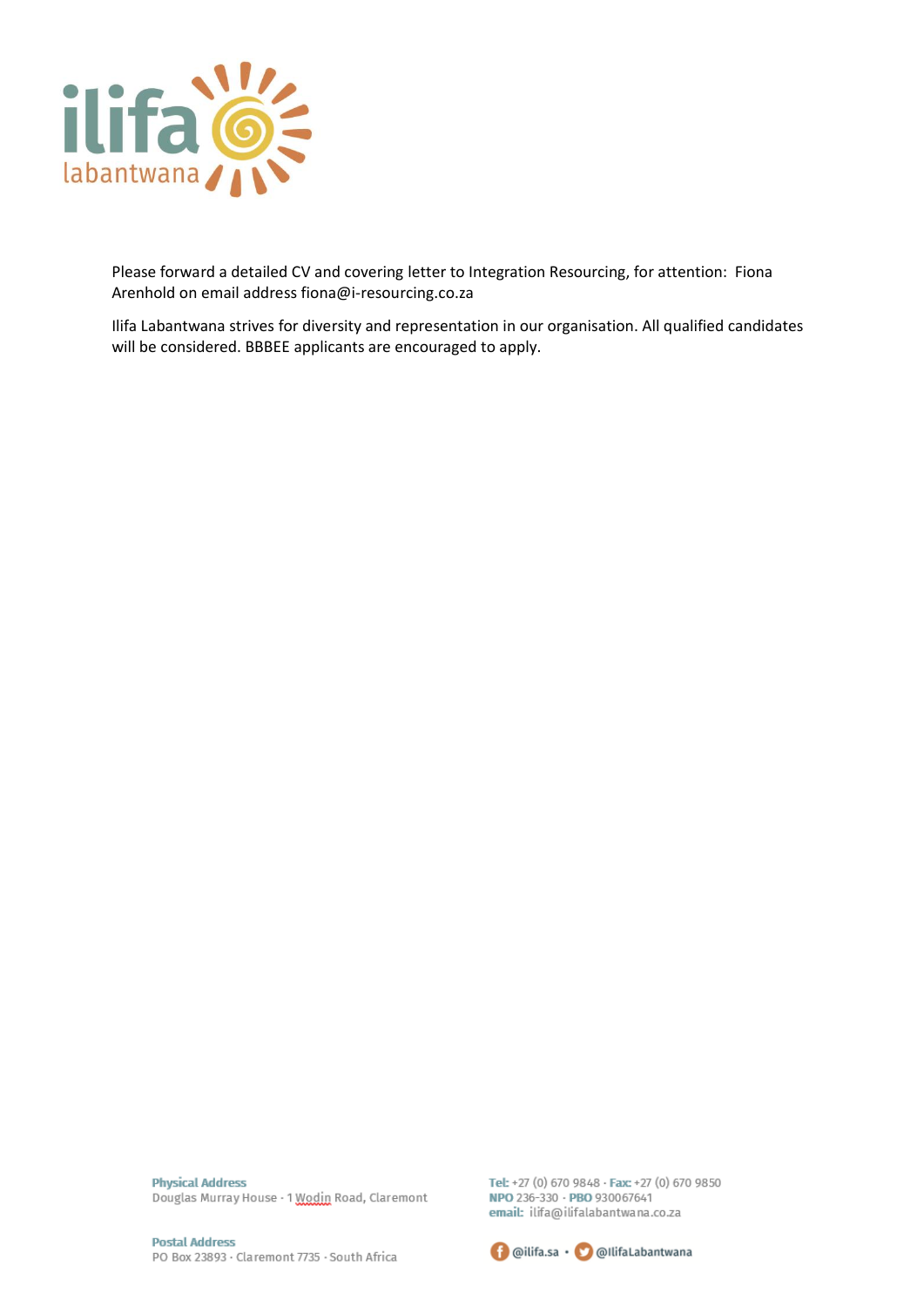Please forward a detailed CV and covering letter to Integration Resourcing, for attention: Fiona Arenhold on email address fiona@i-resourcing.co.za

Ilifa Labantwana strives for diversity and representation in our organisation. All qualified candidates will be considered. BBBEE applicants are encouraged to apply.

**Physical Address**
Douglas Murray House · 1 Wodin Road, Claremont

**Postal Address**
PO Box 23893 · Claremont 7735 · South Africa

**Tel:** +27 (0) 670 9848 · **Fax:** +27 (0) 670 9850
**NPO** 236-330 · **PBO** 930067641
**email:** ilifa@ilifalabantwana.co.za

@ilifa.sa · @IlifaLabantwana